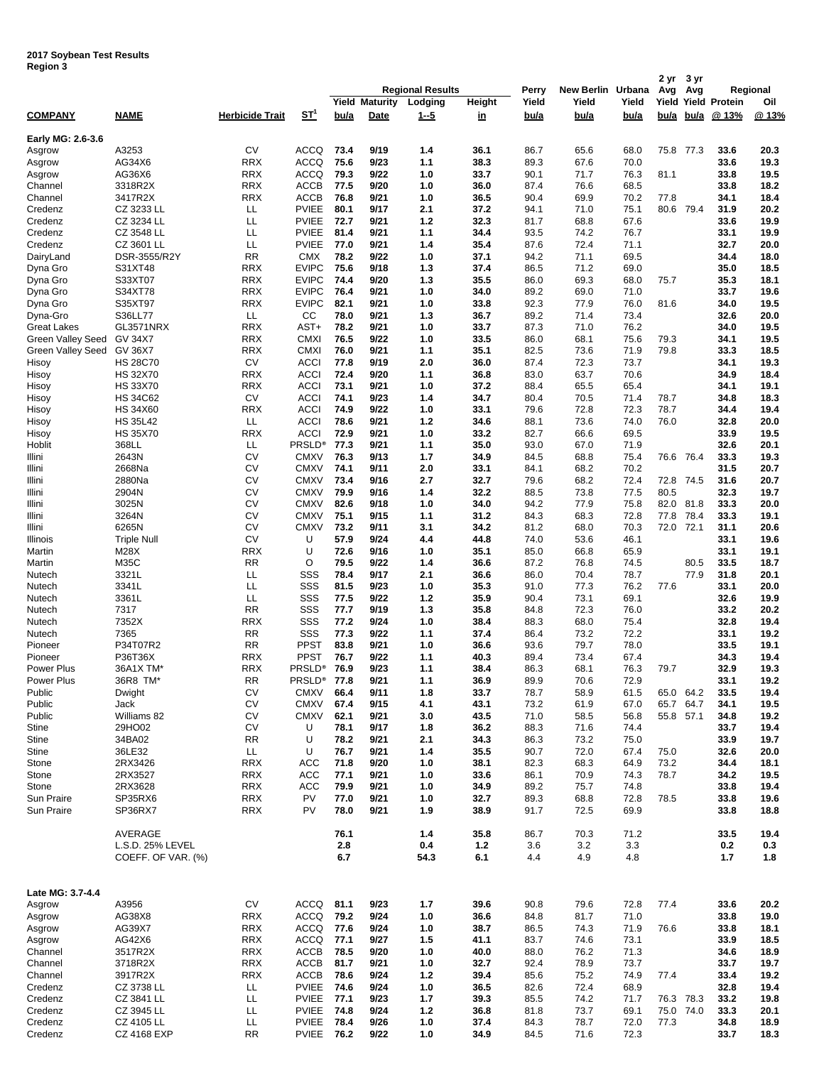**2017 Soybean Test Results**
**Region 3**

| COMPANY | NAME | Herbicide Trait | ST[1] | Regional Results Yield bu/a | Maturity Date | Lodging 1--5 | Height in | Perry Yield bu/a | New Berlin Yield bu/a | Urbana Yield bu/a | 2 yr Avg Yield bu/a | 3 yr Avg Yield bu/a | Regional Protein @ 13% | Oil @ 13% |
|---|---|---|---|---|---|---|---|---|---|---|---|---|---|---|
| **Early MG: 2.6-3.6** | | | | | | | | | | | | | | |
| Asgrow | A3253 | CV | ACCQ | 73.4 | 9/19 | 1.4 | 36.1 | 86.7 | 65.6 | 68.0 | 75.8 | 77.3 | 33.6 | 20.3 |
| Asgrow | AG34X6 | RRX | ACCQ | 75.6 | 9/23 | 1.1 | 38.3 | 89.3 | 67.6 | 70.0 | | | 33.6 | 19.3 |
| Asgrow | AG36X6 | RRX | ACCQ | 79.3 | 9/22 | 1.0 | 33.7 | 90.1 | 71.7 | 76.3 | 81.1 | | 33.8 | 19.5 |
| Channel | 3318R2X | RRX | ACCB | 77.5 | 9/20 | 1.0 | 36.0 | 87.4 | 76.6 | 68.5 | | | 33.8 | 18.2 |
| Channel | 3417R2X | RRX | ACCB | 76.8 | 9/21 | 1.0 | 36.5 | 90.4 | 69.9 | 70.2 | 77.8 | | 34.1 | 18.4 |
| Credenz | CZ 3233 LL | LL | PVIEE | 80.1 | 9/17 | 2.1 | 37.2 | 94.1 | 71.0 | 75.1 | 80.6 | 79.4 | 31.9 | 20.2 |
| Credenz | CZ 3234 LL | LL | PVIEE | 72.7 | 9/21 | 1.2 | 32.3 | 81.7 | 68.8 | 67.6 | | | 33.6 | 19.9 |
| Credenz | CZ 3548 LL | LL | PVIEE | 81.4 | 9/21 | 1.1 | 34.4 | 93.5 | 74.2 | 76.7 | | | 33.1 | 19.9 |
| Credenz | CZ 3601 LL | LL | PVIEE | 77.0 | 9/21 | 1.4 | 35.4 | 87.6 | 72.4 | 71.1 | | | 32.7 | 20.0 |
| DairyLand | DSR-3555/R2Y | RR | CMX | 78.2 | 9/22 | 1.0 | 37.1 | 94.2 | 71.1 | 69.5 | | | 34.4 | 18.0 |
| Dyna Gro | S31XT48 | RRX | EVIPC | 75.6 | 9/18 | 1.3 | 37.4 | 86.5 | 71.2 | 69.0 | | | 35.0 | 18.5 |
| Dyna Gro | S33XT07 | RRX | EVIPC | 74.4 | 9/20 | 1.3 | 35.5 | 86.0 | 69.3 | 68.0 | 75.7 | | 35.3 | 18.1 |
| Dyna Gro | S34XT78 | RRX | EVIPC | 76.4 | 9/21 | 1.0 | 34.0 | 89.2 | 69.0 | 71.0 | | | 33.7 | 19.6 |
| Dyna Gro | S35XT97 | RRX | EVIPC | 82.1 | 9/21 | 1.0 | 33.8 | 92.3 | 77.9 | 76.0 | 81.6 | | 34.0 | 19.5 |
| Dyna-Gro | S36LL77 | LL | CC | 78.0 | 9/21 | 1.3 | 36.7 | 89.2 | 71.4 | 73.4 | | | 32.6 | 20.0 |
| Great Lakes | GL3571NRX | RRX | AST+ | 78.2 | 9/21 | 1.0 | 33.7 | 87.3 | 71.0 | 76.2 | | | 34.0 | 19.5 |
| Green Valley Seed | GV 34X7 | RRX | CMXI | 76.5 | 9/22 | 1.0 | 33.5 | 86.0 | 68.1 | 75.6 | 79.3 | | 34.1 | 19.5 |
| Green Valley Seed | GV 36X7 | RRX | CMXI | 76.0 | 9/21 | 1.1 | 35.1 | 82.5 | 73.6 | 71.9 | 79.8 | | 33.3 | 18.5 |
| Hisoy | HS 28C70 | CV | ACCI | 77.8 | 9/19 | 2.0 | 36.0 | 87.4 | 72.3 | 73.7 | | | 34.1 | 19.3 |
| Hisoy | HS 32X70 | RRX | ACCI | 72.4 | 9/20 | 1.1 | 36.8 | 83.0 | 63.7 | 70.6 | | | 34.9 | 18.4 |
| Hisoy | HS 33X70 | RRX | ACCI | 73.1 | 9/21 | 1.0 | 37.2 | 88.4 | 65.5 | 65.4 | | | 34.1 | 19.1 |
| Hisoy | HS 34C62 | CV | ACCI | 74.1 | 9/23 | 1.4 | 34.7 | 80.4 | 70.5 | 71.4 | 78.7 | | 34.8 | 18.3 |
| Hisoy | HS 34X60 | RRX | ACCI | 74.9 | 9/22 | 1.0 | 33.1 | 79.6 | 72.8 | 72.3 | 78.7 | | 34.4 | 19.4 |
| Hisoy | HS 35L42 | LL | ACCI | 78.6 | 9/21 | 1.2 | 34.6 | 88.1 | 73.6 | 74.0 | 76.0 | | 32.8 | 20.0 |
| Hisoy | HS 35X70 | RRX | ACCI | 72.9 | 9/21 | 1.0 | 33.2 | 82.7 | 66.6 | 69.5 | | | 33.9 | 19.5 |
| Hoblit | 368LL | LL | PRSLD® | 77.3 | 9/21 | 1.1 | 35.0 | 93.0 | 67.0 | 71.9 | | | 32.6 | 20.1 |
| Illini | 2643N | CV | CMXV | 76.3 | 9/13 | 1.7 | 34.9 | 84.5 | 68.8 | 75.4 | 76.6 | 76.4 | 33.3 | 19.3 |
| Illini | 2668Na | CV | CMXV | 74.1 | 9/11 | 2.0 | 33.1 | 84.1 | 68.2 | 70.2 | | | 31.5 | 20.7 |
| Illini | 2880Na | CV | CMXV | 73.4 | 9/16 | 2.7 | 32.7 | 79.6 | 68.2 | 72.4 | 72.8 | 74.5 | 31.6 | 20.7 |
| Illini | 2904N | CV | CMXV | 79.9 | 9/16 | 1.4 | 32.2 | 88.5 | 73.8 | 77.5 | 80.5 | | 32.3 | 19.7 |
| Illini | 3025N | CV | CMXV | 82.6 | 9/18 | 1.0 | 34.0 | 94.2 | 77.9 | 75.8 | 82.0 | 81.8 | 33.3 | 20.0 |
| Illini | 3264N | CV | CMXV | 75.1 | 9/15 | 1.1 | 31.2 | 84.3 | 68.3 | 72.8 | 77.8 | 78.4 | 33.3 | 19.1 |
| Illini | 6265N | CV | CMXV | 73.2 | 9/11 | 3.1 | 34.2 | 81.2 | 68.0 | 70.3 | 72.0 | 72.1 | 31.1 | 20.6 |
| Illinois | Triple Null | CV | U | 57.9 | 9/24 | 4.4 | 44.8 | 74.0 | 53.6 | 46.1 | | | 33.1 | 19.6 |
| Martin | M28X | RRX | U | 72.6 | 9/16 | 1.0 | 35.1 | 85.0 | 66.8 | 65.9 | | | 33.1 | 19.1 |
| Martin | M35C | RR | O | 79.5 | 9/22 | 1.4 | 36.6 | 87.2 | 76.8 | 74.5 | | 80.5 | 33.5 | 18.7 |
| Nutech | 3321L | LL | SSS | 78.4 | 9/17 | 2.1 | 36.6 | 86.0 | 70.4 | 78.7 | | 77.9 | 31.8 | 20.1 |
| Nutech | 3341L | LL | SSS | 81.5 | 9/23 | 1.0 | 35.3 | 91.0 | 77.3 | 76.2 | 77.6 | | 33.1 | 20.0 |
| Nutech | 3361L | LL | SSS | 77.5 | 9/22 | 1.2 | 35.9 | 90.4 | 73.1 | 69.1 | | | 32.6 | 19.9 |
| Nutech | 7317 | RR | SSS | 77.7 | 9/19 | 1.3 | 35.8 | 84.8 | 72.3 | 76.0 | | | 33.2 | 20.2 |
| Nutech | 7352X | RRX | SSS | 77.2 | 9/24 | 1.0 | 38.4 | 88.3 | 68.0 | 75.4 | | | 32.8 | 19.4 |
| Nutech | 7365 | RR | SSS | 77.3 | 9/22 | 1.1 | 37.4 | 86.4 | 73.2 | 72.2 | | | 33.1 | 19.2 |
| Pioneer | P34T07R2 | RR | PPST | 83.8 | 9/21 | 1.0 | 36.6 | 93.6 | 79.7 | 78.0 | | | 33.5 | 19.1 |
| Pioneer | P36T36X | RRX | PPST | 76.7 | 9/22 | 1.1 | 40.3 | 89.4 | 73.4 | 67.4 | | | 34.3 | 19.4 |
| Power Plus | 36A1X TM* | RRX | PRSLD® | 76.9 | 9/23 | 1.1 | 38.4 | 86.3 | 68.1 | 76.3 | 79.7 | | 32.9 | 19.3 |
| Power Plus | 36R8 TM* | RR | PRSLD® | 77.8 | 9/21 | 1.1 | 36.9 | 89.9 | 70.6 | 72.9 | | | 33.1 | 19.2 |
| Public | Dwight | CV | CMXV | 66.4 | 9/11 | 1.8 | 33.7 | 78.7 | 58.9 | 61.5 | 65.0 | 64.2 | 33.5 | 19.4 |
| Public | Jack | CV | CMXV | 67.4 | 9/15 | 4.1 | 43.1 | 73.2 | 61.9 | 67.0 | 65.7 | 64.7 | 34.1 | 19.5 |
| Public | Williams 82 | CV | CMXV | 62.1 | 9/21 | 3.0 | 43.5 | 71.0 | 58.5 | 56.8 | 55.8 | 57.1 | 34.8 | 19.2 |
| Stine | 29HO02 | CV | U | 78.1 | 9/17 | 1.8 | 36.2 | 88.3 | 71.6 | 74.4 | | | 33.7 | 19.4 |
| Stine | 34BA02 | RR | U | 78.2 | 9/21 | 2.1 | 34.3 | 86.3 | 73.2 | 75.0 | | | 33.9 | 19.7 |
| Stine | 36LE32 | LL | U | 76.7 | 9/21 | 1.4 | 35.5 | 90.7 | 72.0 | 67.4 | 75.0 | | 32.6 | 20.0 |
| Stone | 2RX3426 | RRX | ACC | 71.8 | 9/20 | 1.0 | 38.1 | 82.3 | 68.3 | 64.9 | 73.2 | | 34.4 | 18.1 |
| Stone | 2RX3527 | RRX | ACC | 77.1 | 9/21 | 1.0 | 33.6 | 86.1 | 70.9 | 74.3 | 78.7 | | 34.2 | 19.5 |
| Stone | 2RX3628 | RRX | ACC | 79.9 | 9/21 | 1.0 | 34.9 | 89.2 | 75.7 | 74.8 | | | 33.8 | 19.4 |
| Sun Praire | SP35RX6 | RRX | PV | 77.0 | 9/21 | 1.0 | 32.7 | 89.3 | 68.8 | 72.8 | 78.5 | | 33.8 | 19.6 |
| Sun Praire | SP36RX7 | RRX | PV | 78.0 | 9/21 | 1.9 | 38.9 | 91.7 | 72.5 | 69.9 | | | 33.8 | 18.8 |
| | AVERAGE | | | 76.1 | | 1.4 | 35.8 | 86.7 | 70.3 | 71.2 | | | 33.5 | 19.4 |
| | L.S.D. 25% LEVEL | | | 2.8 | | 0.4 | 1.2 | 3.6 | 3.2 | 3.3 | | | 0.2 | 0.3 |
| | COEFF. OF VAR. (%) | | | 6.7 | | 54.3 | 6.1 | 4.4 | 4.9 | 4.8 | | | 1.7 | 1.8 |
| **Late MG: 3.7-4.4** | | | | | | | | | | | | | | |
| Asgrow | A3956 | CV | ACCQ | 81.1 | 9/23 | 1.7 | 39.6 | 90.8 | 79.6 | 72.8 | 77.4 | | 33.6 | 20.2 |
| Asgrow | AG38X8 | RRX | ACCQ | 79.2 | 9/24 | 1.0 | 36.6 | 84.8 | 81.7 | 71.0 | | | 33.8 | 19.0 |
| Asgrow | AG39X7 | RRX | ACCQ | 77.6 | 9/24 | 1.0 | 38.7 | 86.5 | 74.3 | 71.9 | 76.6 | | 33.8 | 18.1 |
| Asgrow | AG42X6 | RRX | ACCQ | 77.1 | 9/27 | 1.5 | 41.1 | 83.7 | 74.6 | 73.1 | | | 33.9 | 18.5 |
| Channel | 3517R2X | RRX | ACCB | 78.5 | 9/20 | 1.0 | 40.0 | 88.0 | 76.2 | 71.3 | | | 34.6 | 18.9 |
| Channel | 3718R2X | RRX | ACCB | 81.7 | 9/21 | 1.0 | 32.7 | 92.4 | 78.9 | 73.7 | | | 33.7 | 19.7 |
| Channel | 3917R2X | RRX | ACCB | 78.6 | 9/24 | 1.2 | 39.4 | 85.6 | 75.2 | 74.9 | 77.4 | | 33.4 | 19.2 |
| Credenz | CZ 3738 LL | LL | PVIEE | 74.6 | 9/24 | 1.0 | 36.5 | 82.6 | 72.4 | 68.9 | | | 32.8 | 19.4 |
| Credenz | CZ 3841 LL | LL | PVIEE | 77.1 | 9/23 | 1.7 | 39.3 | 85.5 | 74.2 | 71.7 | 76.3 | 78.3 | 33.2 | 19.8 |
| Credenz | CZ 3945 LL | LL | PVIEE | 74.8 | 9/24 | 1.2 | 36.8 | 81.8 | 73.7 | 69.1 | 75.0 | 74.0 | 33.3 | 20.1 |
| Credenz | CZ 4105 LL | LL | PVIEE | 78.4 | 9/26 | 1.0 | 37.4 | 84.3 | 78.7 | 72.0 | 77.3 | | 34.8 | 18.9 |
| Credenz | CZ 4168 EXP | RR | PVIEE | 76.2 | 9/22 | 1.0 | 34.9 | 84.5 | 71.6 | 72.3 | | | 33.7 | 18.3 |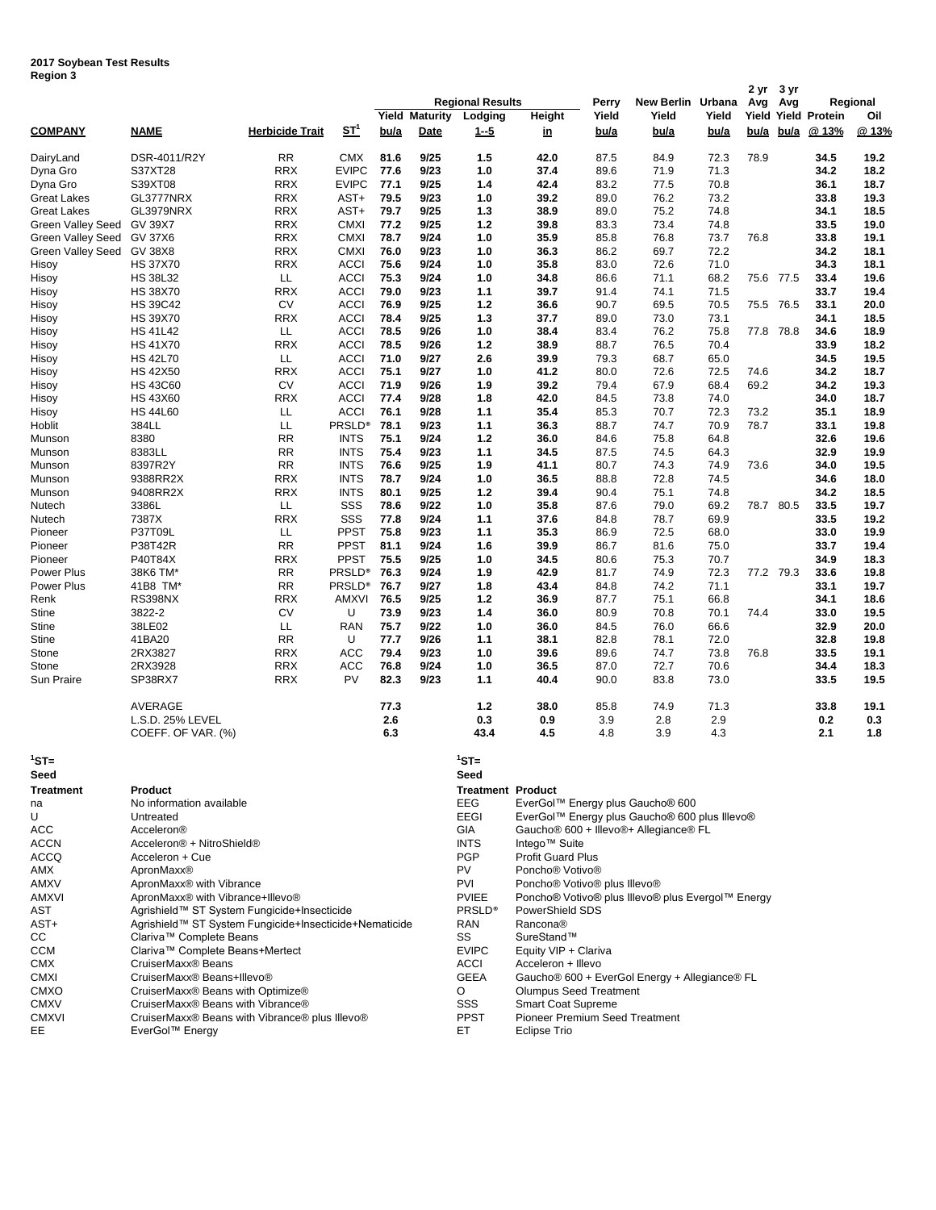**2017 Soybean Test Results**
**Region 3**

| COMPANY | NAME | Herbicide Trait | ST[1] | Regional Results Yield bu/a | Maturity Date | Lodging 1--5 | Height in | Perry Yield bu/a | New Berlin Yield bu/a | Urbana Yield bu/a | 2 yr Avg Yield bu/a | 3 yr Avg Yield bu/a | Regional Protein @ 13% | Oil @ 13% |
|---|---|---|---|---|---|---|---|---|---|---|---|---|---|---|
| DairyLand | DSR-4011/R2Y | RR | CMX | 81.6 | 9/25 | 1.5 | 42.0 | 87.5 | 84.9 | 72.3 | 78.9 | | 34.5 | 19.2 |
| Dyna Gro | S37XT28 | RRX | EVIPC | 77.6 | 9/23 | 1.0 | 37.4 | 89.6 | 71.9 | 71.3 | | | 34.2 | 18.2 |
| Dyna Gro | S39XT08 | RRX | EVIPC | 77.1 | 9/25 | 1.4 | 42.4 | 83.2 | 77.5 | 70.8 | | | 36.1 | 18.7 |
| Great Lakes | GL3777NRX | RRX | AST+ | 79.5 | 9/23 | 1.0 | 39.2 | 89.0 | 76.2 | 73.2 | | | 33.8 | 19.3 |
| Great Lakes | GL3979NRX | RRX | AST+ | 79.7 | 9/25 | 1.3 | 38.9 | 89.0 | 75.2 | 74.8 | | | 34.1 | 18.5 |
| Green Valley Seed | GV 39X7 | RRX | CMXI | 77.2 | 9/25 | 1.2 | 39.8 | 83.3 | 73.4 | 74.8 | | | 33.5 | 19.0 |
| Green Valley Seed | GV 37X6 | RRX | CMXI | 78.7 | 9/24 | 1.0 | 35.9 | 85.8 | 76.8 | 73.7 | 76.8 | | 33.8 | 19.1 |
| Green Valley Seed | GV 38X8 | RRX | CMXI | 76.0 | 9/23 | 1.0 | 36.3 | 86.2 | 69.7 | 72.2 | | | 34.2 | 18.1 |
| Hisoy | HS 37X70 | RRX | ACCI | 75.6 | 9/24 | 1.0 | 35.8 | 83.0 | 72.6 | 71.0 | | | 34.3 | 18.1 |
| Hisoy | HS 38L32 | LL | ACCI | 75.3 | 9/24 | 1.0 | 34.8 | 86.6 | 71.1 | 68.2 | 75.6 | 77.5 | 33.4 | 19.6 |
| Hisoy | HS 38X70 | RRX | ACCI | 79.0 | 9/23 | 1.1 | 39.7 | 91.4 | 74.1 | 71.5 | | | 33.7 | 19.4 |
| Hisoy | HS 39C42 | CV | ACCI | 76.9 | 9/25 | 1.2 | 36.6 | 90.7 | 69.5 | 70.5 | 75.5 | 76.5 | 33.1 | 20.0 |
| Hisoy | HS 39X70 | RRX | ACCI | 78.4 | 9/25 | 1.3 | 37.7 | 89.0 | 73.0 | 73.1 | | | 34.1 | 18.5 |
| Hisoy | HS 41L42 | LL | ACCI | 78.5 | 9/26 | 1.0 | 38.4 | 83.4 | 76.2 | 75.8 | 77.8 | 78.8 | 34.6 | 18.9 |
| Hisoy | HS 41X70 | RRX | ACCI | 78.5 | 9/26 | 1.2 | 38.9 | 88.7 | 76.5 | 70.4 | | | 33.9 | 18.2 |
| Hisoy | HS 42L70 | LL | ACCI | 71.0 | 9/27 | 2.6 | 39.9 | 79.3 | 68.7 | 65.0 | | | 34.5 | 19.5 |
| Hisoy | HS 42X50 | RRX | ACCI | 75.1 | 9/27 | 1.0 | 41.2 | 80.0 | 72.6 | 72.5 | 74.6 | | 34.2 | 18.7 |
| Hisoy | HS 43C60 | CV | ACCI | 71.9 | 9/26 | 1.9 | 39.2 | 79.4 | 67.9 | 68.4 | 69.2 | | 34.2 | 19.3 |
| Hisoy | HS 43X60 | RRX | ACCI | 77.4 | 9/28 | 1.8 | 42.0 | 84.5 | 73.8 | 74.0 | | | 34.0 | 18.7 |
| Hisoy | HS 44L60 | LL | ACCI | 76.1 | 9/28 | 1.1 | 35.4 | 85.3 | 70.7 | 72.3 | 73.2 | | 35.1 | 18.9 |
| Hoblit | 384LL | LL | PRSLD® | 78.1 | 9/23 | 1.1 | 36.3 | 88.7 | 74.7 | 70.9 | 78.7 | | 33.1 | 19.8 |
| Munson | 8380 | RR | INTS | 75.1 | 9/24 | 1.2 | 36.0 | 84.6 | 75.8 | 64.8 | | | 32.6 | 19.6 |
| Munson | 8383LL | RR | INTS | 75.4 | 9/23 | 1.1 | 34.5 | 87.5 | 74.5 | 64.3 | | | 32.9 | 19.9 |
| Munson | 8397R2Y | RR | INTS | 76.6 | 9/25 | 1.9 | 41.1 | 80.7 | 74.3 | 74.9 | 73.6 | | 34.0 | 19.5 |
| Munson | 9388RR2X | RRX | INTS | 78.7 | 9/24 | 1.0 | 36.5 | 88.8 | 72.8 | 74.5 | | | 34.6 | 18.0 |
| Munson | 9408RR2X | RRX | INTS | 80.1 | 9/25 | 1.2 | 39.4 | 90.4 | 75.1 | 74.8 | | | 34.2 | 18.5 |
| Nutech | 3386L | LL | SSS | 78.6 | 9/22 | 1.0 | 35.8 | 87.6 | 79.0 | 69.2 | 78.7 | 80.5 | 33.5 | 19.7 |
| Nutech | 7387X | RRX | SSS | 77.8 | 9/24 | 1.1 | 37.6 | 84.8 | 78.7 | 69.9 | | | 33.5 | 19.2 |
| Pioneer | P37T09L | LL | PPST | 75.8 | 9/23 | 1.1 | 35.3 | 86.9 | 72.5 | 68.0 | | | 33.0 | 19.9 |
| Pioneer | P38T42R | RR | PPST | 81.1 | 9/24 | 1.6 | 39.9 | 86.7 | 81.6 | 75.0 | | | 33.7 | 19.4 |
| Pioneer | P40T84X | RRX | PPST | 75.5 | 9/25 | 1.0 | 34.5 | 80.6 | 75.3 | 70.7 | | | 34.9 | 18.3 |
| Power Plus | 38K6 TM* | RR | PRSLD® | 76.3 | 9/24 | 1.9 | 42.9 | 81.7 | 74.9 | 72.3 | 77.2 | 79.3 | 33.6 | 19.8 |
| Power Plus | 41B8 TM* | RR | PRSLD® | 76.7 | 9/27 | 1.8 | 43.4 | 84.8 | 74.2 | 71.1 | | | 33.1 | 19.7 |
| Renk | RS398NX | RRX | AMXVI | 76.5 | 9/25 | 1.2 | 36.9 | 87.7 | 75.1 | 66.8 | | | 34.1 | 18.6 |
| Stine | 3822-2 | CV | U | 73.9 | 9/23 | 1.4 | 36.0 | 80.9 | 70.8 | 70.1 | 74.4 | | 33.0 | 19.5 |
| Stine | 38LE02 | LL | RAN | 75.7 | 9/22 | 1.0 | 36.0 | 84.5 | 76.0 | 66.6 | | | 32.9 | 20.0 |
| Stine | 41BA20 | RR | U | 77.7 | 9/26 | 1.1 | 38.1 | 82.8 | 78.1 | 72.0 | | | 32.8 | 19.8 |
| Stone | 2RX3827 | RRX | ACC | 79.4 | 9/23 | 1.0 | 39.6 | 89.6 | 74.7 | 73.8 | 76.8 | | 33.5 | 19.1 |
| Stone | 2RX3928 | RRX | ACC | 76.8 | 9/24 | 1.0 | 36.5 | 87.0 | 72.7 | 70.6 | | | 34.4 | 18.3 |
| Sun Praire | SP38RX7 | RRX | PV | 82.3 | 9/23 | 1.1 | 40.4 | 90.0 | 83.8 | 73.0 | | | 33.5 | 19.5 |
| | AVERAGE | | | 77.3 | | 1.2 | 38.0 | 85.8 | 74.9 | 71.3 | | | 33.8 | 19.1 |
| | L.S.D. 25% LEVEL | | | 2.6 | | 0.3 | 0.9 | 3.9 | 2.8 | 2.9 | | | 0.2 | 0.3 |
| | COEFF. OF VAR. (%) | | | 6.3 | | 43.4 | 4.5 | 4.8 | 3.9 | 4.3 | | | 2.1 | 1.8 |

[1]ST= Seed

| Treatment | Product |
|---|---|
| na | No information available |
| U | Untreated |
| ACC | Acceleron® |
| ACCN | Acceleron® + NitroShield® |
| ACCQ | Acceleron + Cue |
| AMX | ApronMaxx® |
| AMXV | ApronMaxx® with Vibrance |
| AMXVI | ApronMaxx® with Vibrance+Illevo® |
| AST | Agrishield™ ST System Fungicide+Insecticide |
| AST+ | Agrishield™ ST System Fungicide+Insecticide+Nematicide |
| CC | Clariva™ Complete Beans |
| CCM | ClarivaMaxx® Complete Beans+Mertect |
| CMX | CruiserMaxx® Beans |
| CMXI | CruiserMaxx® Beans+Illevo® |
| CMXO | CruiserMaxx® Beans with Optimize® |
| CMXV | CruiserMaxx® Beans with Vibrance® |
| CMXVI | CruiserMaxx® Beans with Vibrance® plus Illevo® |
| EE | EverGol™ Energy |

[1]ST= Seed

| Treatment | Product |
|---|---|
| EEG | EverGol™ Energy plus Gaucho® 600 |
| EEGI | EverGol™ Energy plus Gaucho® 600 plus Illevo® |
| GIA | Gaucho® 600 + Illevo®+ Allegiance® FL |
| INTS | Intego™ Suite |
| PGP | Profit Guard Plus |
| PV | Poncho® Votivo® |
| PVI | Poncho® Votivo® plus Illevo® |
| PVIEE | Poncho® Votivo® plus Illevo® plus Evergol™ Energy |
| PRSLD® | PowerShield SDS |
| RAN | Rancona® |
| SS | SureStand™ |
| EVIPC | Equity VIP + Clariva |
| ACCI | Acceleron + Illevo |
| GEEA | Gaucho® 600 + EverGol Energy + Allegiance® FL |
| O | Olumpus Seed Treatment |
| SSS | Smart Coat Supreme |
| PPST | Pioneer Premium Seed Treatment |
| ET | Eclipse Trio |